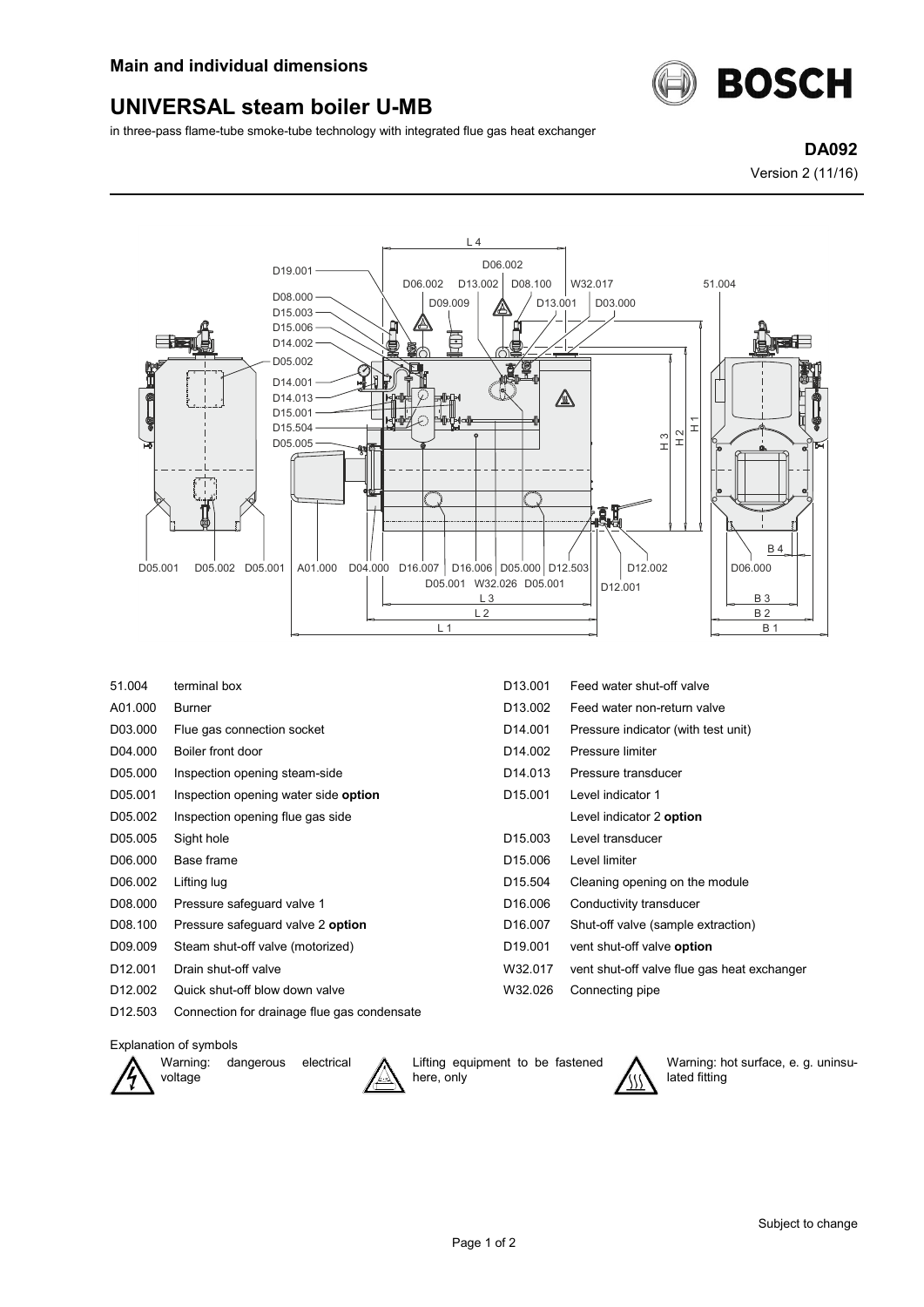# Main and individual dimensions

## UNIVERSAL steam boiler U-MB

in three-pass flame-tube smoke-tube technology with integrated flue gas heat exchanger

**DA092**

Version 2 (11/16)

| Code | Description |
|---|---|
| 51.004 | terminal box |
| A01.000 | Burner |
| D03.000 | Flue gas connection socket |
| D04.000 | Boiler front door |
| D05.000 | Inspection opening steam-side |
| D05.001 | Inspection opening water side **option** |
| D05.002 | Inspection opening flue gas side |
| D05.005 | Sight hole |
| D06.000 | Base frame |
| D06.002 | Lifting lug |
| D08.000 | Pressure safeguard valve 1 |
| D08.100 | Pressure safeguard valve 2 **option** |
| D09.009 | Steam shut-off valve (motorized) |
| D12.001 | Drain shut-off valve |
| D12.002 | Quick shut-off blow down valve |
| D12.503 | Connection for drainage flue gas condensate |
| D13.001 | Feed water shut-off valve |
| D13.002 | Feed water non-return valve |
| D14.001 | Pressure indicator (with test unit) |
| D14.002 | Pressure limiter |
| D14.013 | Pressure transducer |
| D15.001 | Level indicator 1 |
| | Level indicator 2 **option** |
| D15.003 | Level transducer |
| D15.006 | Level limiter |
| D15.504 | Cleaning opening on the module |
| D16.006 | Conductivity transducer |
| D16.007 | Shut-off valve (sample extraction) |
| D19.001 | vent shut-off valve **option** |
| W32.017 | vent shut-off valve flue gas heat exchanger |
| W32.026 | Connecting pipe |

Explanation of symbols

- Warning: dangerous electrical voltage
- Lifting equipment to be fastened here, only
- Warning: hot surface, e. g. uninsulated fitting

Subject to change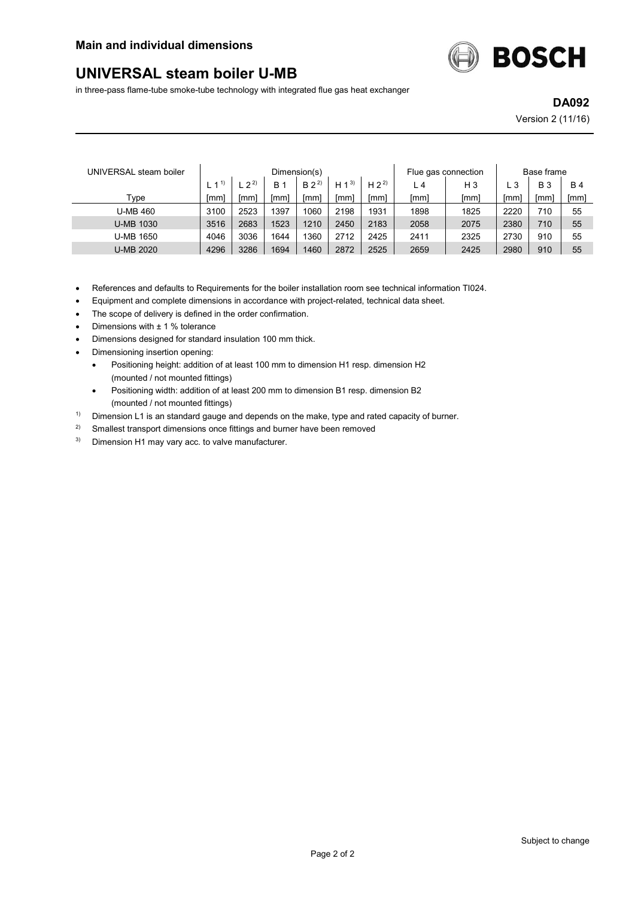## Main and individual dimensions

# UNIVERSAL steam boiler U-MB

in three-pass flame-tube smoke-tube technology with integrated flue gas heat exchanger

**DA092**

Version 2 (11/16)

| UNIVERSAL steam boiler | Dimension(s) | | | | | | Flue gas connection | | Base frame | | |
|---|---|---|---|---|---|---|---|---|---|---|---|
| | L 1 [1)] | L 2 [2)] | B 1 | B 2 [2)] | H 1 [3)] | H 2 [2)] | L 4 | H 3 | L 3 | B 3 | B 4 |
| Type | [mm] | [mm] | [mm] | [mm] | [mm] | [mm] | [mm] | [mm] | [mm] | [mm] | [mm] |
| U-MB 460 | 3100 | 2523 | 1397 | 1060 | 2198 | 1931 | 1898 | 1825 | 2220 | 710 | 55 |
| U-MB 1030 | 3516 | 2683 | 1523 | 1210 | 2450 | 2183 | 2058 | 2075 | 2380 | 710 | 55 |
| U-MB 1650 | 4046 | 3036 | 1644 | 1360 | 2712 | 2425 | 2411 | 2325 | 2730 | 910 | 55 |
| U-MB 2020 | 4296 | 3286 | 1694 | 1460 | 2872 | 2525 | 2659 | 2425 | 2980 | 910 | 55 |

- References and defaults to Requirements for the boiler installation room see technical information TI024.
- Equipment and complete dimensions in accordance with project-related, technical data sheet.
- The scope of delivery is defined in the order confirmation.
- Dimensions with ± 1 % tolerance
- Dimensions designed for standard insulation 100 mm thick.
- Dimensioning insertion opening:
  - Positioning height: addition of at least 100 mm to dimension H1 resp. dimension H2 (mounted / not mounted fittings)
  - Positioning width: addition of at least 200 mm to dimension B1 resp. dimension B2 (mounted / not mounted fittings)

[1)] Dimension L1 is an standard gauge and depends on the make, type and rated capacity of burner.

[2)] Smallest transport dimensions once fittings and burner have been removed

[3)] Dimension H1 may vary acc. to valve manufacturer.

Subject to change